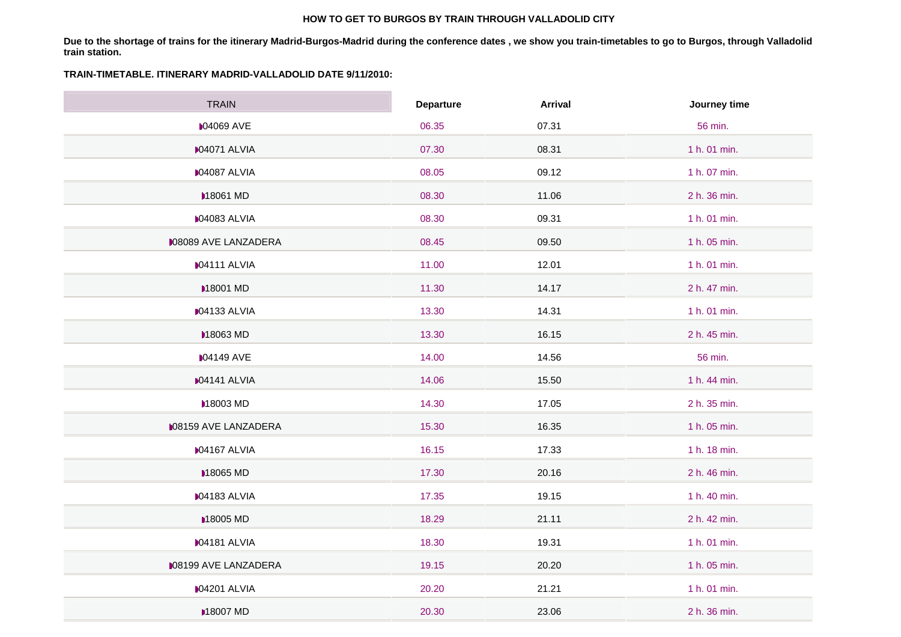**HOW TO GET TO BURGOS BY TRAIN THROUGH VALLADOLID CITY**

**Due to the shortage of trains for the itinerary Madrid-Burgos-Madrid during the conference dates , we show you train-timetables to go to Burgos, through Valladolid train station.**

**TRAIN-TIMETABLE. ITINERARY MADRID-VALLADOLID DATE 9/11/2010:**

| TRAIN | Departure | Arrival | Journey time |
|---|---|---|---|
| 04069 AVE | 06.35 | 07.31 | 56 min. |
| 04071 ALVIA | 07.30 | 08.31 | 1 h. 01 min. |
| 04087 ALVIA | 08.05 | 09.12 | 1 h. 07 min. |
| 18061 MD | 08.30 | 11.06 | 2 h. 36 min. |
| 04083 ALVIA | 08.30 | 09.31 | 1 h. 01 min. |
| 08089 AVE LANZADERA | 08.45 | 09.50 | 1 h. 05 min. |
| 04111 ALVIA | 11.00 | 12.01 | 1 h. 01 min. |
| 18001 MD | 11.30 | 14.17 | 2 h. 47 min. |
| 04133 ALVIA | 13.30 | 14.31 | 1 h. 01 min. |
| 18063 MD | 13.30 | 16.15 | 2 h. 45 min. |
| 04149 AVE | 14.00 | 14.56 | 56 min. |
| 04141 ALVIA | 14.06 | 15.50 | 1 h. 44 min. |
| 18003 MD | 14.30 | 17.05 | 2 h. 35 min. |
| 08159 AVE LANZADERA | 15.30 | 16.35 | 1 h. 05 min. |
| 04167 ALVIA | 16.15 | 17.33 | 1 h. 18 min. |
| 18065 MD | 17.30 | 20.16 | 2 h. 46 min. |
| 04183 ALVIA | 17.35 | 19.15 | 1 h. 40 min. |
| 18005 MD | 18.29 | 21.11 | 2 h. 42 min. |
| 04181 ALVIA | 18.30 | 19.31 | 1 h. 01 min. |
| 08199 AVE LANZADERA | 19.15 | 20.20 | 1 h. 05 min. |
| 04201 ALVIA | 20.20 | 21.21 | 1 h. 01 min. |
| 18007 MD | 20.30 | 23.06 | 2 h. 36 min. |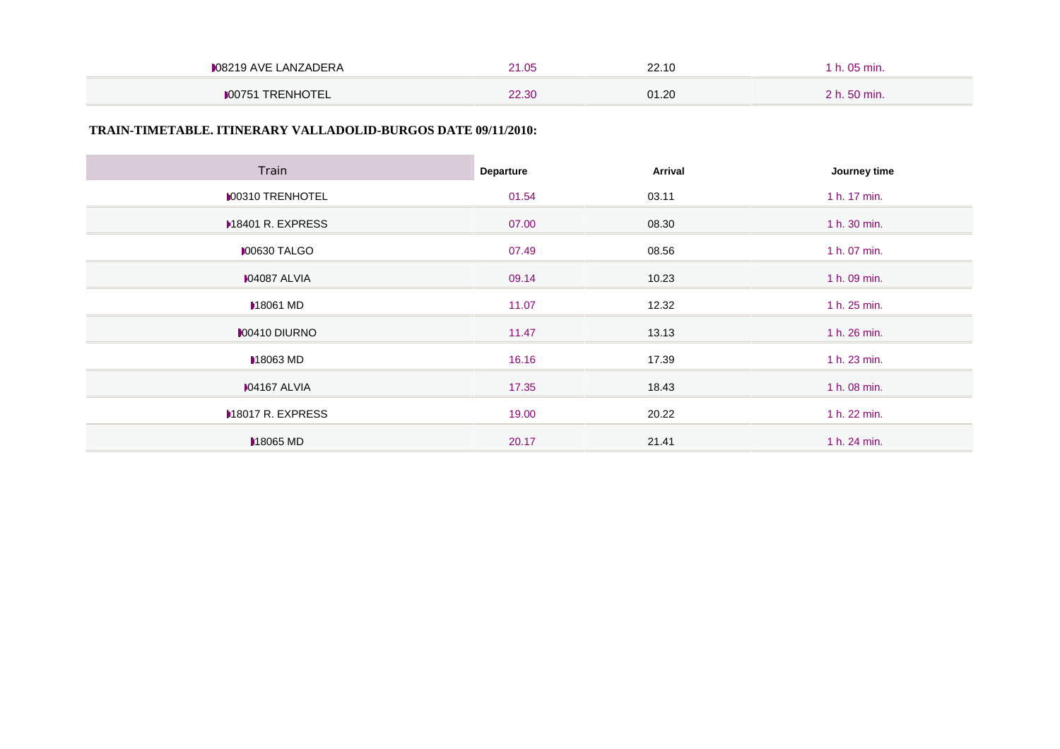| | | | |
|---|---|---|---|
| 08219 AVE LANZADERA | 21.05 | 22.10 | 1 h. 05 min. |
| 00751 TRENHOTEL | 22.30 | 01.20 | 2 h. 50 min. |

**TRAIN-TIMETABLE. ITINERARY VALLADOLID-BURGOS DATE 09/11/2010:**

| Train | Departure | Arrival | Journey time |
|---|---|---|---|
| 00310 TRENHOTEL | 01.54 | 03.11 | 1 h. 17 min. |
| 18401 R. EXPRESS | 07.00 | 08.30 | 1 h. 30 min. |
| 00630 TALGO | 07.49 | 08.56 | 1 h. 07 min. |
| 04087 ALVIA | 09.14 | 10.23 | 1 h. 09 min. |
| 18061 MD | 11.07 | 12.32 | 1 h. 25 min. |
| 00410 DIURNO | 11.47 | 13.13 | 1 h. 26 min. |
| 18063 MD | 16.16 | 17.39 | 1 h. 23 min. |
| 04167 ALVIA | 17.35 | 18.43 | 1 h. 08 min. |
| 18017 R. EXPRESS | 19.00 | 20.22 | 1 h. 22 min. |
| 18065 MD | 20.17 | 21.41 | 1 h. 24 min. |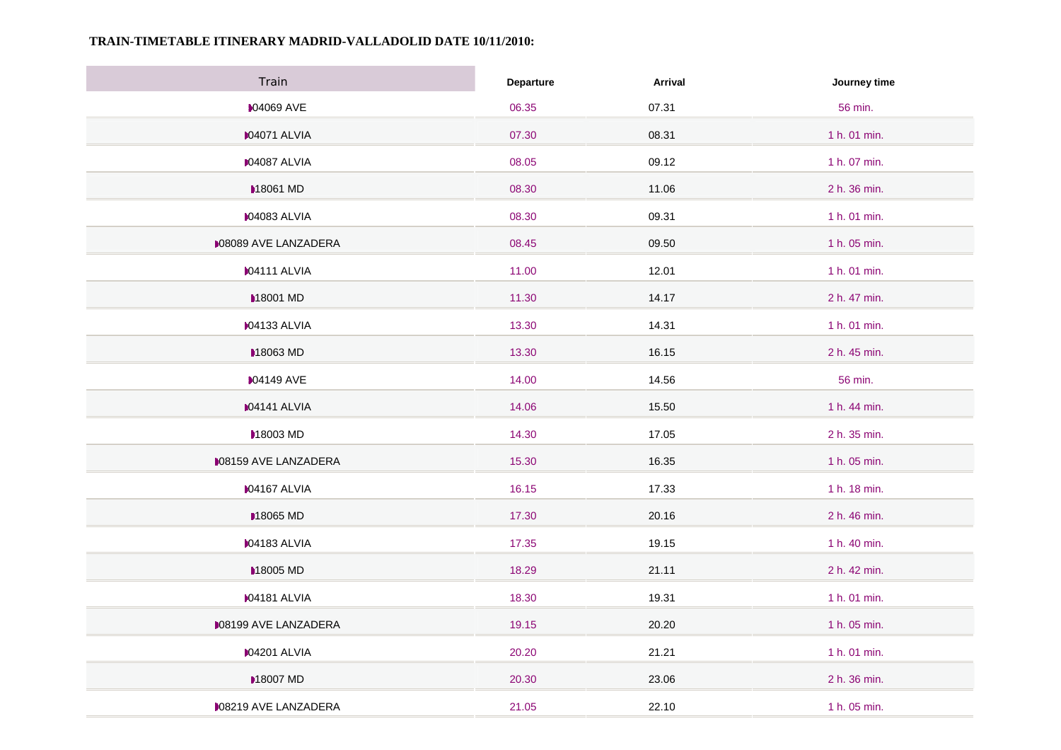**TRAIN-TIMETABLE ITINERARY MADRID-VALLADOLID DATE 10/11/2010:**

| Train | Departure | Arrival | Journey time |
|---|---|---|---|
| 04069 AVE | 06.35 | 07.31 | 56 min. |
| 04071 ALVIA | 07.30 | 08.31 | 1 h. 01 min. |
| 04087 ALVIA | 08.05 | 09.12 | 1 h. 07 min. |
| 18061 MD | 08.30 | 11.06 | 2 h. 36 min. |
| 04083 ALVIA | 08.30 | 09.31 | 1 h. 01 min. |
| 08089 AVE LANZADERA | 08.45 | 09.50 | 1 h. 05 min. |
| 04111 ALVIA | 11.00 | 12.01 | 1 h. 01 min. |
| 18001 MD | 11.30 | 14.17 | 2 h. 47 min. |
| 04133 ALVIA | 13.30 | 14.31 | 1 h. 01 min. |
| 18063 MD | 13.30 | 16.15 | 2 h. 45 min. |
| 04149 AVE | 14.00 | 14.56 | 56 min. |
| 04141 ALVIA | 14.06 | 15.50 | 1 h. 44 min. |
| 18003 MD | 14.30 | 17.05 | 2 h. 35 min. |
| 08159 AVE LANZADERA | 15.30 | 16.35 | 1 h. 05 min. |
| 04167 ALVIA | 16.15 | 17.33 | 1 h. 18 min. |
| 18065 MD | 17.30 | 20.16 | 2 h. 46 min. |
| 04183 ALVIA | 17.35 | 19.15 | 1 h. 40 min. |
| 18005 MD | 18.29 | 21.11 | 2 h. 42 min. |
| 04181 ALVIA | 18.30 | 19.31 | 1 h. 01 min. |
| 08199 AVE LANZADERA | 19.15 | 20.20 | 1 h. 05 min. |
| 04201 ALVIA | 20.20 | 21.21 | 1 h. 01 min. |
| 18007 MD | 20.30 | 23.06 | 2 h. 36 min. |
| 08219 AVE LANZADERA | 21.05 | 22.10 | 1 h. 05 min. |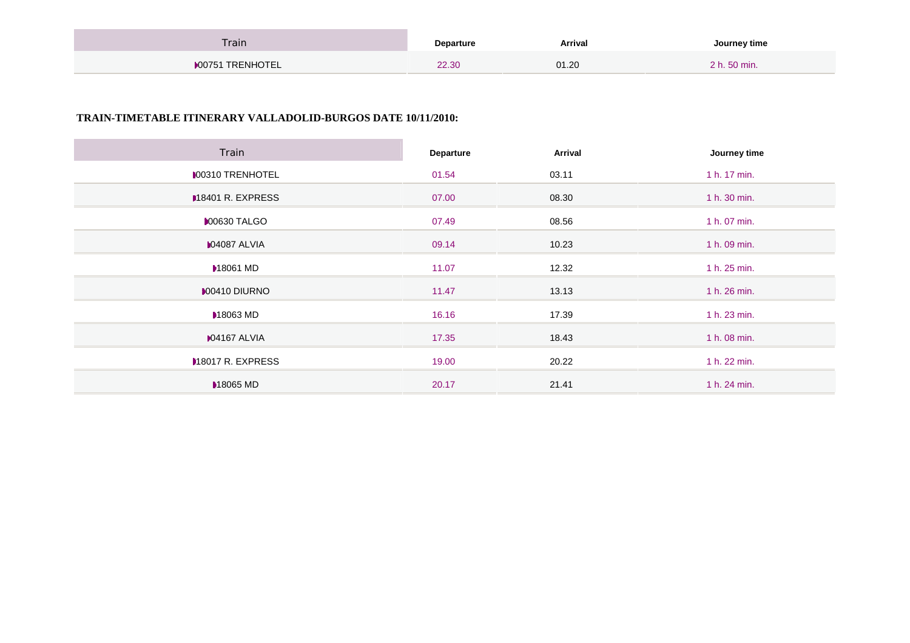| Train | Departure | Arrival | Journey time |
|---|---|---|---|
| 00751 TRENHOTEL | 22.30 | 01.20 | 2 h. 50 min. |

**TRAIN-TIMETABLE ITINERARY VALLADOLID-BURGOS DATE 10/11/2010:**

| Train | Departure | Arrival | Journey time |
|---|---|---|---|
| 00310 TRENHOTEL | 01.54 | 03.11 | 1 h. 17 min. |
| 18401 R. EXPRESS | 07.00 | 08.30 | 1 h. 30 min. |
| 00630 TALGO | 07.49 | 08.56 | 1 h. 07 min. |
| 04087 ALVIA | 09.14 | 10.23 | 1 h. 09 min. |
| 18061 MD | 11.07 | 12.32 | 1 h. 25 min. |
| 00410 DIURNO | 11.47 | 13.13 | 1 h. 26 min. |
| 18063 MD | 16.16 | 17.39 | 1 h. 23 min. |
| 04167 ALVIA | 17.35 | 18.43 | 1 h. 08 min. |
| 18017 R. EXPRESS | 19.00 | 20.22 | 1 h. 22 min. |
| 18065 MD | 20.17 | 21.41 | 1 h. 24 min. |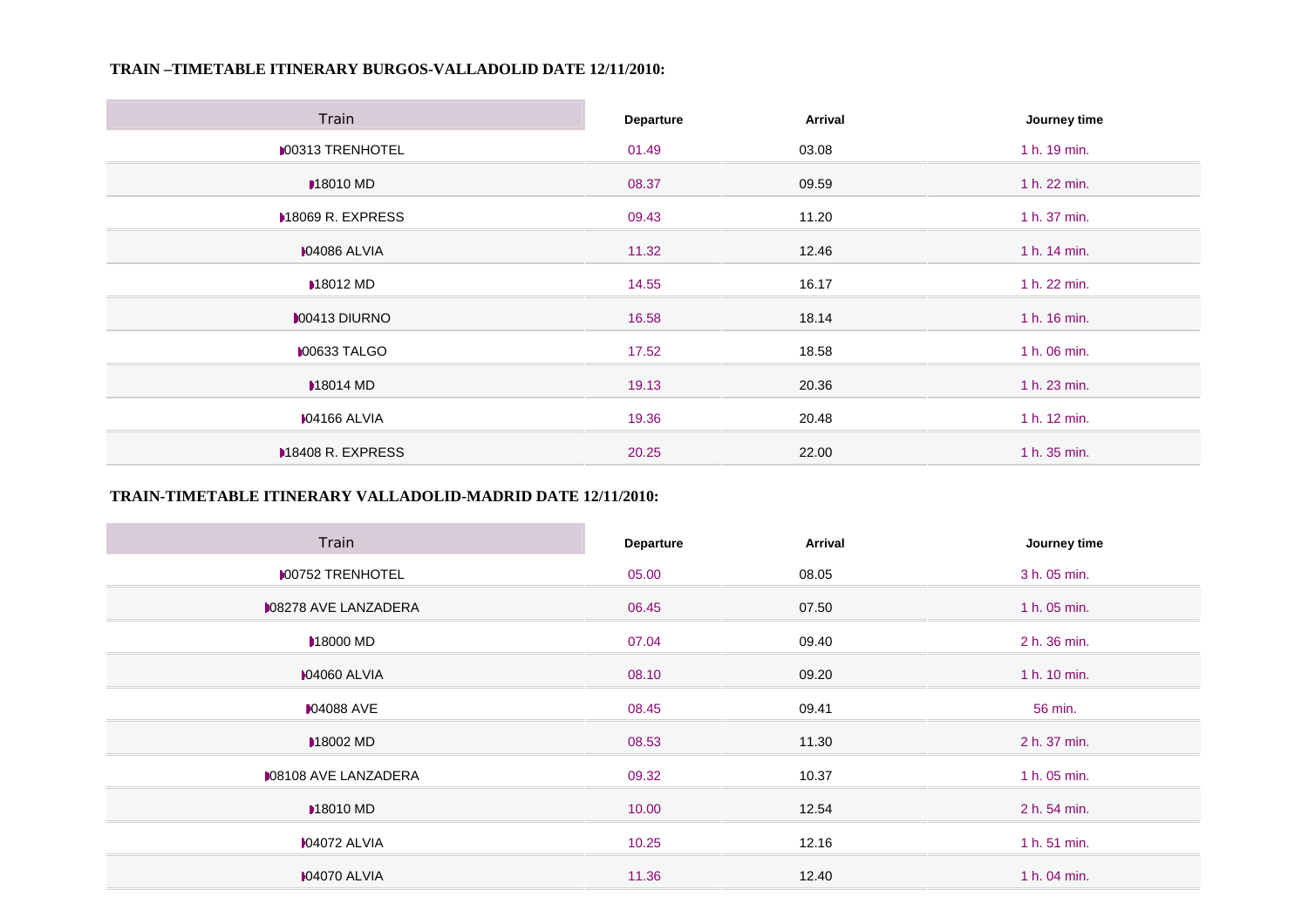**TRAIN –TIMETABLE ITINERARY BURGOS-VALLADOLID DATE 12/11/2010:**

| Train | Departure | Arrival | Journey time |
|---|---|---|---|
| 00313 TRENHOTEL | 01.49 | 03.08 | 1 h. 19 min. |
| 18010 MD | 08.37 | 09.59 | 1 h. 22 min. |
| 18069 R. EXPRESS | 09.43 | 11.20 | 1 h. 37 min. |
| 04086 ALVIA | 11.32 | 12.46 | 1 h. 14 min. |
| 18012 MD | 14.55 | 16.17 | 1 h. 22 min. |
| 00413 DIURNO | 16.58 | 18.14 | 1 h. 16 min. |
| 00633 TALGO | 17.52 | 18.58 | 1 h. 06 min. |
| 18014 MD | 19.13 | 20.36 | 1 h. 23 min. |
| 04166 ALVIA | 19.36 | 20.48 | 1 h. 12 min. |
| 18408 R. EXPRESS | 20.25 | 22.00 | 1 h. 35 min. |

**TRAIN-TIMETABLE ITINERARY VALLADOLID-MADRID DATE 12/11/2010:**

| Train | Departure | Arrival | Journey time |
|---|---|---|---|
| 00752 TRENHOTEL | 05.00 | 08.05 | 3 h. 05 min. |
| 08278 AVE LANZADERA | 06.45 | 07.50 | 1 h. 05 min. |
| 18000 MD | 07.04 | 09.40 | 2 h. 36 min. |
| 04060 ALVIA | 08.10 | 09.20 | 1 h. 10 min. |
| 04088 AVE | 08.45 | 09.41 | 56 min. |
| 18002 MD | 08.53 | 11.30 | 2 h. 37 min. |
| 08108 AVE LANZADERA | 09.32 | 10.37 | 1 h. 05 min. |
| 18010 MD | 10.00 | 12.54 | 2 h. 54 min. |
| 04072 ALVIA | 10.25 | 12.16 | 1 h. 51 min. |
| 04070 ALVIA | 11.36 | 12.40 | 1 h. 04 min. |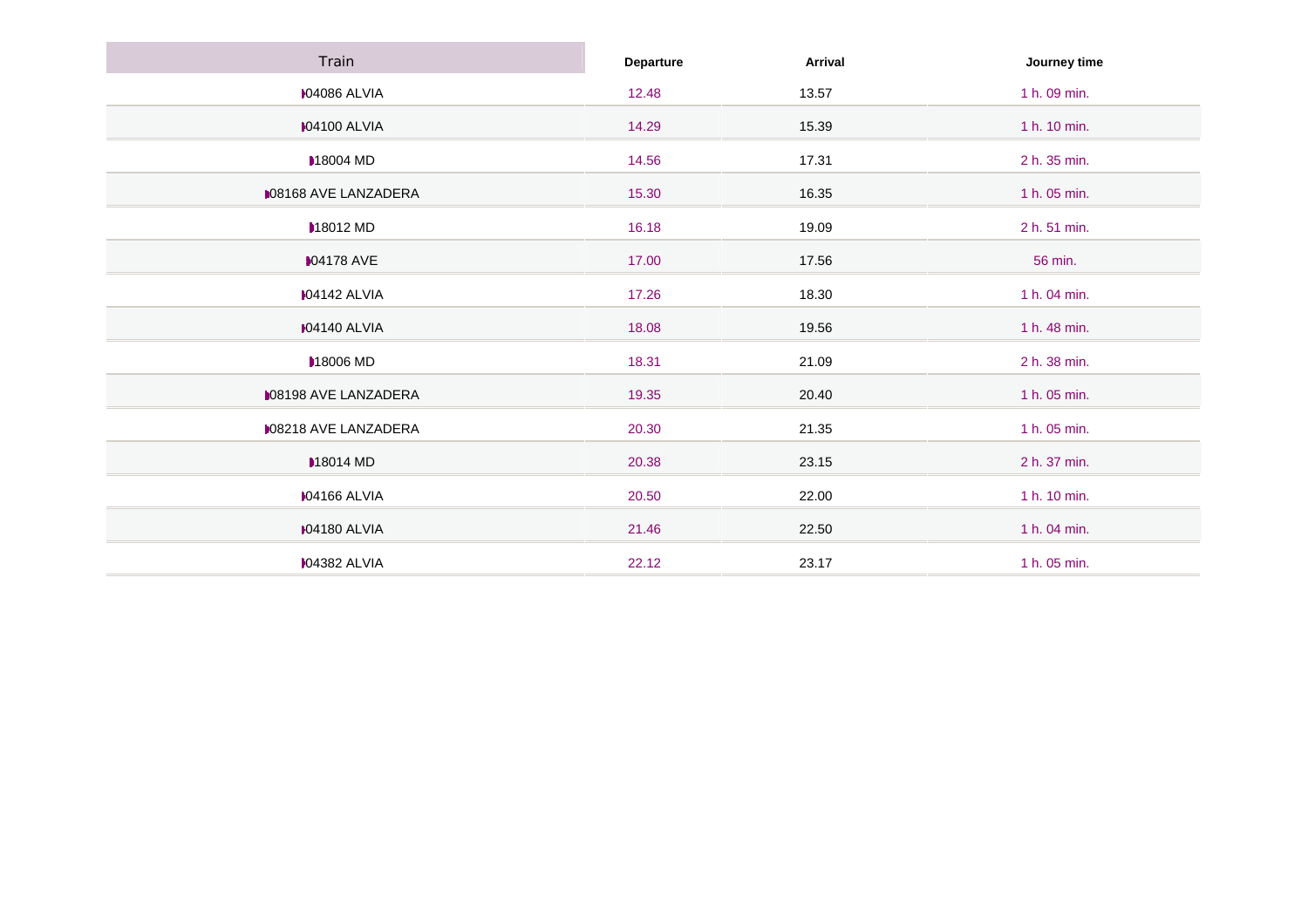| Train | Departure | Arrival | Journey time |
|---|---|---|---|
| 04086 ALVIA | 12.48 | 13.57 | 1 h. 09 min. |
| 04100 ALVIA | 14.29 | 15.39 | 1 h. 10 min. |
| 18004 MD | 14.56 | 17.31 | 2 h. 35 min. |
| 08168 AVE LANZADERA | 15.30 | 16.35 | 1 h. 05 min. |
| 18012 MD | 16.18 | 19.09 | 2 h. 51 min. |
| 04178 AVE | 17.00 | 17.56 | 56 min. |
| 04142 ALVIA | 17.26 | 18.30 | 1 h. 04 min. |
| 04140 ALVIA | 18.08 | 19.56 | 1 h. 48 min. |
| 18006 MD | 18.31 | 21.09 | 2 h. 38 min. |
| 08198 AVE LANZADERA | 19.35 | 20.40 | 1 h. 05 min. |
| 08218 AVE LANZADERA | 20.30 | 21.35 | 1 h. 05 min. |
| 18014 MD | 20.38 | 23.15 | 2 h. 37 min. |
| 04166 ALVIA | 20.50 | 22.00 | 1 h. 10 min. |
| 04180 ALVIA | 21.46 | 22.50 | 1 h. 04 min. |
| 04382 ALVIA | 22.12 | 23.17 | 1 h. 05 min. |